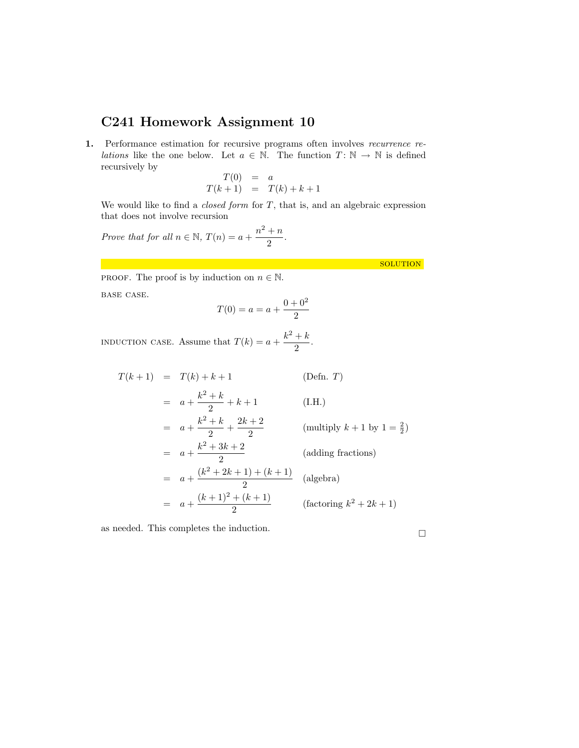# C241 Homework Assignment 10

**1.** Performance estimation for recursive programs often involves *recurrence relations* like the one below. Let $a \in \mathbb{N}$. The function $T\colon \mathbb{N} \to \mathbb{N}$ is defined recursively by

$$
\begin{aligned}
T(0) &= a \\
T(k+1) &= T(k) + k + 1
\end{aligned}
$$

We would like to find a *closed form* for $T$, that is, and an algebraic expression that does not involve recursion

*Prove that for all $n \in \mathbb{N}$, $T(n) = a + \dfrac{n^2 + n}{2}$.*

SOLUTION

PROOF. The proof is by induction on $n \in \mathbb{N}$.

BASE CASE.

$$T(0) = a = a + \frac{0 + 0^2}{2}$$

INDUCTION CASE. Assume that $T(k) = a + \dfrac{k^2 + k}{2}$.

$$
\begin{aligned}
T(k+1) &= T(k) + k + 1 && \text{(Defn. } T\text{)} \\
&= a + \frac{k^2 + k}{2} + k + 1 && \text{(I.H.)} \\
&= a + \frac{k^2 + k}{2} + \frac{2k + 2}{2} && \text{(multiply } k+1 \text{ by } 1 = \tfrac{2}{2}\text{)} \\
&= a + \frac{k^2 + 3k + 2}{2} && \text{(adding fractions)} \\
&= a + \frac{(k^2 + 2k + 1) + (k + 1)}{2} && \text{(algebra)} \\
&= a + \frac{(k+1)^2 + (k+1)}{2} && \text{(factoring } k^2 + 2k + 1\text{)}
\end{aligned}
$$

as needed. This completes the induction. □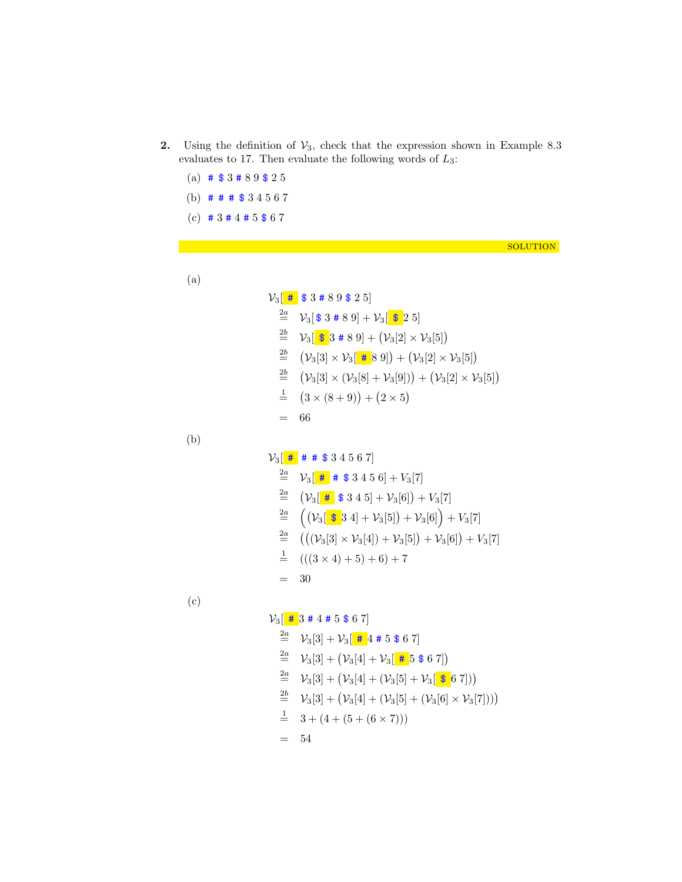**2.** Using the definition of $\mathcal{V}_3$, check that the expression shown in Example 8.3 evaluates to 17. Then evaluate the following words of $L_3$:

(a) # $ 3 # 8 9 $ 2 5

(b) # # # $ 3 4 5 6 7

(c) # 3 # 4 # 5 $ 6 7

SOLUTION

(a)

$$
\begin{aligned}
&\mathcal{V}_3[\,\texttt{\#}\ \texttt{\$}\ 3\ \texttt{\#}\ 8\ 9\ \texttt{\$}\ 2\ 5] \\
&\overset{2a}{=} \mathcal{V}_3[\texttt{\$}\ 3\ \texttt{\#}\ 8\ 9] + \mathcal{V}_3[\texttt{\$}\ 2\ 5] \\
&\overset{2b}{=} \mathcal{V}_3[\texttt{\$}\ 3\ \texttt{\#}\ 8\ 9] + \big(\mathcal{V}_3[2] \times \mathcal{V}_3[5]\big) \\
&\overset{2b}{=} \big(\mathcal{V}_3[3] \times \mathcal{V}_3[\texttt{\#}\ 8\ 9]\big) + \big(\mathcal{V}_3[2] \times \mathcal{V}_3[5]\big) \\
&\overset{2b}{=} \big(\mathcal{V}_3[3] \times (\mathcal{V}_3[8] + \mathcal{V}_3[9])\big) + \big(\mathcal{V}_3[2] \times \mathcal{V}_3[5]\big) \\
&\overset{1}{=} \big(3 \times (8+9)\big) + \big(2 \times 5\big) \\
&= 66
\end{aligned}
$$

(b)

$$
\begin{aligned}
&\mathcal{V}_3[\,\texttt{\#}\ \texttt{\#}\ \texttt{\#}\ \texttt{\$}\ 3\ 4\ 5\ 6\ 7] \\
&\overset{2a}{=} \mathcal{V}_3[\texttt{\#}\ \texttt{\#}\ \texttt{\$}\ 3\ 4\ 5\ 6] + V_3[7] \\
&\overset{2a}{=} \big(\mathcal{V}_3[\texttt{\#}\ \texttt{\$}\ 3\ 4\ 5] + \mathcal{V}_3[6]\big) + V_3[7] \\
&\overset{2a}{=} \Big(\big(\mathcal{V}_3[\texttt{\$}\ 3\ 4] + \mathcal{V}_3[5]\big) + \mathcal{V}_3[6]\Big) + V_3[7] \\
&\overset{2a}{=} \big(\big((\mathcal{V}_3[3] \times \mathcal{V}_3[4]) + \mathcal{V}_3[5]\big) + \mathcal{V}_3[6]\big) + V_3[7] \\
&\overset{1}{=} (((3 \times 4) + 5) + 6) + 7 \\
&= 30
\end{aligned}
$$

(c)

$$
\begin{aligned}
&\mathcal{V}_3[\,\texttt{\#}\ 3\ \texttt{\#}\ 4\ \texttt{\#}\ 5\ \texttt{\$}\ 6\ 7] \\
&\overset{2a}{=} \mathcal{V}_3[3] + \mathcal{V}_3[\texttt{\#}\ 4\ \texttt{\#}\ 5\ \texttt{\$}\ 6\ 7] \\
&\overset{2a}{=} \mathcal{V}_3[3] + \big(\mathcal{V}_3[4] + \mathcal{V}_3[\texttt{\#}\ 5\ \texttt{\$}\ 6\ 7]\big) \\
&\overset{2a}{=} \mathcal{V}_3[3] + \big(\mathcal{V}_3[4] + (\mathcal{V}_3[5] + \mathcal{V}_3[\texttt{\$}\ 6\ 7])\big) \\
&\overset{2b}{=} \mathcal{V}_3[3] + \big(\mathcal{V}_3[4] + (\mathcal{V}_3[5] + (\mathcal{V}_3[6] \times \mathcal{V}_3[7]))\big) \\
&\overset{1}{=} 3 + (4 + (5 + (6 \times 7))) \\
&= 54
\end{aligned}
$$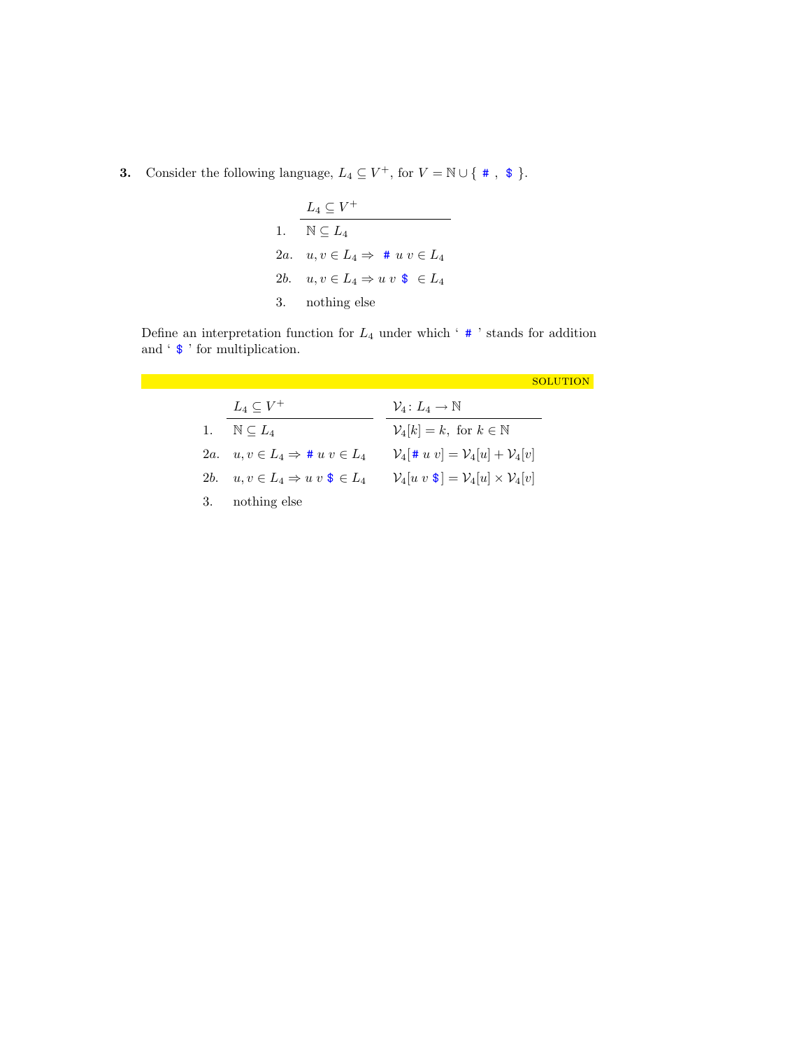**3.** Consider the following language, $L_4 \subseteq V^+$, for $V = \mathbb{N} \cup \{ \texttt{#}, \texttt{\$} \}$.

| | $L_4 \subseteq V^+$ |
|---|---|
| 1. | $\mathbb{N} \subseteq L_4$ |
| 2*a*. | $u, v \in L_4 \Rightarrow \texttt{#}\ u\ v \in L_4$ |
| 2*b*. | $u, v \in L_4 \Rightarrow u\ v\ \texttt{\$} \in L_4$ |
| 3. | nothing else |

Define an interpretation function for $L_4$ under which ' # ' stands for addition and ' $ ' for multiplication.

SOLUTION

| | $L_4 \subseteq V^+$ | $\mathcal{V}_4 \colon L_4 \to \mathbb{N}$ |
|---|---|---|
| 1. | $\mathbb{N} \subseteq L_4$ | $\mathcal{V}_4[k] = k$, for $k \in \mathbb{N}$ |
| 2*a*. | $u, v \in L_4 \Rightarrow \texttt{#}\ u\ v \in L_4$ | $\mathcal{V}_4[\texttt{#}\ u\ v] = \mathcal{V}_4[u] + \mathcal{V}_4[v]$ |
| 2*b*. | $u, v \in L_4 \Rightarrow u\ v\ \texttt{\$} \in L_4$ | $\mathcal{V}_4[u\ v\ \texttt{\$}] = \mathcal{V}_4[u] \times \mathcal{V}_4[v]$ |
| 3. | nothing else | |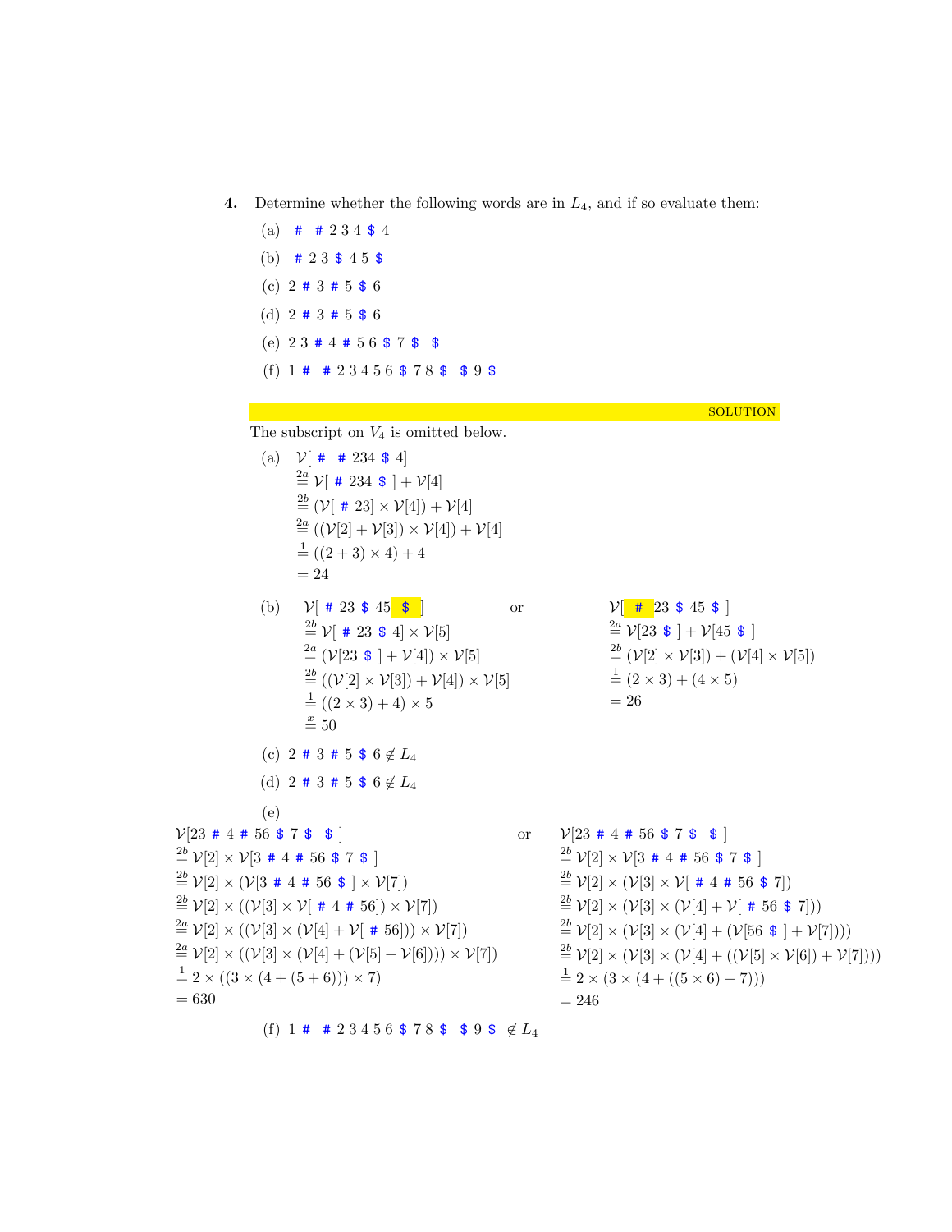**4.** Determine whether the following words are in $L_4$, and if so evaluate them:

(a) # # 2 3 4 $ 4

(b) # 2 3 $ 4 5 $

(c) 2 # 3 # 5 $ 6

(d) 2 # 3 # 5 $ 6

(e) 2 3 # 4 # 5 6 $ 7 $ $

(f) 1 # # 2 3 4 5 6 $ 7 8 $ $ 9 $

SOLUTION

The subscript on $V_4$ is omitted below.

(a)
$$
\begin{aligned}
&\mathcal{V}[\ \#\ \#\ 234\ \$\ 4] \\
&\stackrel{2a}{=} \mathcal{V}[\ \#\ 234\ \$\ ] + \mathcal{V}[4] \\
&\stackrel{2b}{=} (\mathcal{V}[\ \#\ 23] \times \mathcal{V}[4]) + \mathcal{V}[4] \\
&\stackrel{2a}{=} ((\mathcal{V}[2] + \mathcal{V}[3]) \times \mathcal{V}[4]) + \mathcal{V}[4] \\
&\stackrel{1}{=} ((2+3) \times 4) + 4 \\
&= 24
\end{aligned}
$$

(b)
$$
\begin{aligned}
&\mathcal{V}[\ \#\ 23\ \$\ 45\ \$\ ] \\
&\stackrel{2b}{=} \mathcal{V}[\ \#\ 23\ \$\ 4] \times \mathcal{V}[5] \\
&\stackrel{2a}{=} (\mathcal{V}[23\ \$\ ] + \mathcal{V}[4]) \times \mathcal{V}[5] \\
&\stackrel{2b}{=} ((\mathcal{V}[2] \times \mathcal{V}[3]) + \mathcal{V}[4]) \times \mathcal{V}[5] \\
&\stackrel{1}{=} ((2 \times 3) + 4) \times 5 \\
&\stackrel{x}{=} 50
\end{aligned}
$$

or

$$
\begin{aligned}
&\mathcal{V}[\ \#\ 23\ \$\ 45\ \$\ ] \\
&\stackrel{2a}{=} \mathcal{V}[23\ \$\ ] + \mathcal{V}[45\ \$\ ] \\
&\stackrel{2b}{=} (\mathcal{V}[2] \times \mathcal{V}[3]) + (\mathcal{V}[4] \times \mathcal{V}[5]) \\
&\stackrel{1}{=} (2 \times 3) + (4 \times 5) \\
&= 26
\end{aligned}
$$

(c) 2 # 3 # 5 $ 6 $\notin L_4$

(d) 2 # 3 # 5 $ 6 $\notin L_4$

(e)
$$
\begin{aligned}
&\mathcal{V}[23\ \#\ 4\ \#\ 56\ \$\ 7\ \$\ \ \$\ ] \\
&\stackrel{2b}{=} \mathcal{V}[2] \times \mathcal{V}[3\ \#\ 4\ \#\ 56\ \$\ 7\ \$\ ] \\
&\stackrel{2b}{=} \mathcal{V}[2] \times (\mathcal{V}[3\ \#\ 4\ \#\ 56\ \$\ ] \times \mathcal{V}[7]) \\
&\stackrel{2b}{=} \mathcal{V}[2] \times ((\mathcal{V}[3] \times \mathcal{V}[\ \#\ 4\ \#\ 56]) \times \mathcal{V}[7]) \\
&\stackrel{2a}{=} \mathcal{V}[2] \times ((\mathcal{V}[3] \times (\mathcal{V}[4] + \mathcal{V}[\ \#\ 56])) \times \mathcal{V}[7]) \\
&\stackrel{2a}{=} \mathcal{V}[2] \times ((\mathcal{V}[3] \times (\mathcal{V}[4] + (\mathcal{V}[5] + \mathcal{V}[6]))) \times \mathcal{V}[7]) \\
&\stackrel{1}{=} 2 \times ((3 \times (4 + (5+6))) \times 7) \\
&= 630
\end{aligned}
$$

or

$$
\begin{aligned}
&\mathcal{V}[23\ \#\ 4\ \#\ 56\ \$\ 7\ \$\ \ \$\ ] \\
&\stackrel{2b}{=} \mathcal{V}[2] \times \mathcal{V}[3\ \#\ 4\ \#\ 56\ \$\ 7\ \$\ ] \\
&\stackrel{2b}{=} \mathcal{V}[2] \times (\mathcal{V}[3] \times \mathcal{V}[\ \#\ 4\ \#\ 56\ \$\ 7]) \\
&\stackrel{2b}{=} \mathcal{V}[2] \times (\mathcal{V}[3] \times (\mathcal{V}[4] + \mathcal{V}[\ \#\ 56\ \$\ 7])) \\
&\stackrel{2b}{=} \mathcal{V}[2] \times (\mathcal{V}[3] \times (\mathcal{V}[4] + (\mathcal{V}[56\ \$\ ] + \mathcal{V}[7]))) \\
&\stackrel{2b}{=} \mathcal{V}[2] \times (\mathcal{V}[3] \times (\mathcal{V}[4] + ((\mathcal{V}[5] \times \mathcal{V}[6]) + \mathcal{V}[7]))) \\
&\stackrel{1}{=} 2 \times (3 \times (4 + ((5 \times 6) + 7))) \\
&= 246
\end{aligned}
$$

(f) 1 # # 2 3 4 5 6 $ 7 8 $ $ 9 $ $\notin L_4$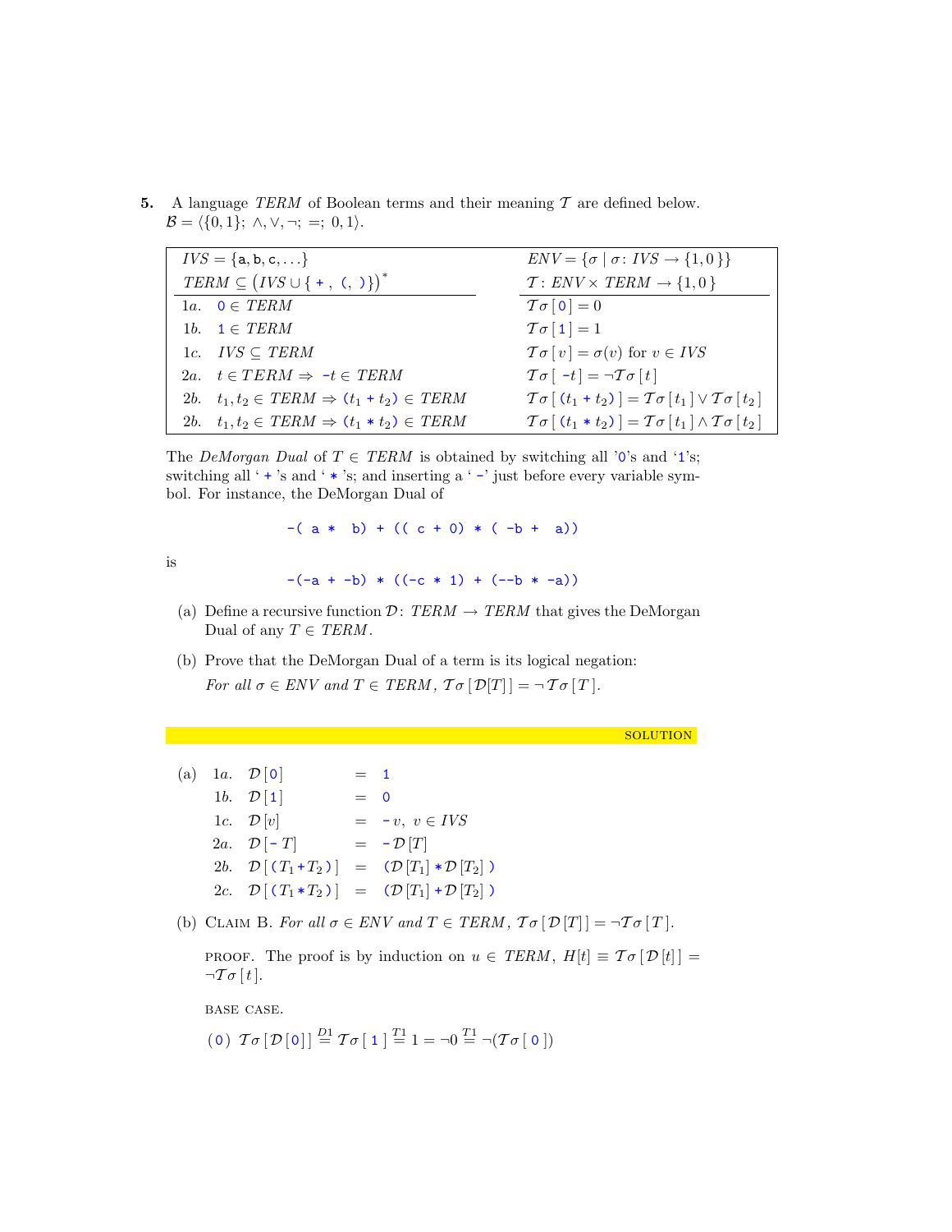**5.** A language *TERM* of Boolean terms and their meaning $\mathcal{T}$ are defined below.
$\mathcal{B} = \langle\{0,1\};\ \wedge,\vee,\neg;\ =;\ 0,1\rangle$.

| | | |
|---|---|---|
| | $IVS = \{\mathsf{a},\mathsf{b},\mathsf{c},\ldots\}$ | $ENV = \{\sigma \mid \sigma\colon IVS \to \{1,0\}\}$ |
| | $TERM \subseteq \big(IVS \cup \{\ \mathtt{+}\ ,\ \mathtt{(},\ \mathtt{)}\}\big)^*$ | $\mathcal{T}\colon ENV \times TERM \to \{1,0\}$ |
| 1a. | $\mathtt{0} \in TERM$ | $\mathcal{T}\sigma\,[\,\mathtt{0}\,] = 0$ |
| 1b. | $\mathtt{1} \in TERM$ | $\mathcal{T}\sigma\,[\,\mathtt{1}\,] = 1$ |
| 1c. | $IVS \subseteq TERM$ | $\mathcal{T}\sigma\,[\,v\,] = \sigma(v)$ for $v \in IVS$ |
| 2a. | $t \in TERM \Rightarrow \mathtt{-}t \in TERM$ | $\mathcal{T}\sigma\,[\ \mathtt{-}t\,] = \neg\mathcal{T}\sigma\,[\,t\,]$ |
| 2b. | $t_1,t_2 \in TERM \Rightarrow \mathtt{(}t_1\ \mathtt{+}\ t_2\mathtt{)} \in TERM$ | $\mathcal{T}\sigma\,[\,\mathtt{(}t_1\ \mathtt{+}\ t_2\mathtt{)}\,] = \mathcal{T}\sigma\,[\,t_1\,] \vee \mathcal{T}\sigma\,[\,t_2\,]$ |
| 2b. | $t_1,t_2 \in TERM \Rightarrow \mathtt{(}t_1\ \mathtt{*}\ t_2\mathtt{)} \in TERM$ | $\mathcal{T}\sigma\,[\,\mathtt{(}t_1\ \mathtt{*}\ t_2\mathtt{)}\,] = \mathcal{T}\sigma\,[\,t_1\,] \wedge \mathcal{T}\sigma\,[\,t_2\,]$ |

The *DeMorgan Dual* of $T \in TERM$ is obtained by switching all '0's and '1's; switching all ' + 's and ' * 's; and inserting a ' - ' just before every variable symbol. For instance, the DeMorgan Dual of

```
-( a *  b) + (( c + 0) * ( -b +  a))
```

is

```
-(-a + -b) * ((-c * 1) + (--b * -a))
```

(a) Define a recursive function $\mathcal{D}\colon TERM \to TERM$ that gives the DeMorgan Dual of any $T \in TERM$.

(b) Prove that the DeMorgan Dual of a term is its logical negation:
*For all $\sigma \in ENV$ and $T \in TERM$, $\mathcal{T}\sigma\,[\,\mathcal{D}[T]\,] = \neg\,\mathcal{T}\sigma\,[\,T\,]$.*

SOLUTION

(a)

| | | | |
|---|---|---|---|
| 1a. | $\mathcal{D}\,[\,\mathtt{0}\,]$ | $=$ | $\mathtt{1}$ |
| 1b. | $\mathcal{D}\,[\,\mathtt{1}\,]$ | $=$ | $\mathtt{0}$ |
| 1c. | $\mathcal{D}\,[v]$ | $=$ | $\mathtt{-}\,v,\ v \in IVS$ |
| 2a. | $\mathcal{D}\,[\,\mathtt{-}\,T]$ | $=$ | $\mathtt{-}\,\mathcal{D}\,[T]$ |
| 2b. | $\mathcal{D}\,[\,\mathtt{(}T_1\,\mathtt{+}\,T_2\,\mathtt{)}\,]$ | $=$ | $\mathtt{(}\mathcal{D}\,[T_1]\,\mathtt{*}\,\mathcal{D}\,[T_2]\,\mathtt{)}$ |
| 2c. | $\mathcal{D}\,[\,\mathtt{(}T_1\,\mathtt{*}\,T_2\,\mathtt{)}\,]$ | $=$ | $\mathtt{(}\mathcal{D}\,[T_1]\,\mathtt{+}\,\mathcal{D}\,[T_2]\,\mathtt{)}$ |

(b) CLAIM B. *For all $\sigma \in ENV$ and $T \in TERM$, $\mathcal{T}\sigma\,[\,\mathcal{D}\,[T]\,] = \neg\mathcal{T}\sigma\,[\,T\,]$.*

PROOF. The proof is by induction on $u \in TERM$, $H[t] \equiv \mathcal{T}\sigma\,[\,\mathcal{D}\,[t]\,] = \neg\mathcal{T}\sigma\,[\,t\,]$.

BASE CASE.

($\mathtt{0}$) $\mathcal{T}\sigma\,[\,\mathcal{D}\,[\,\mathtt{0}\,]\,] \overset{D1}{=} \mathcal{T}\sigma\,[\ \mathtt{1}\ ] \overset{T1}{=} 1 = \neg 0 \overset{T1}{=} \neg(\mathcal{T}\sigma\,[\ \mathtt{0}\ ])$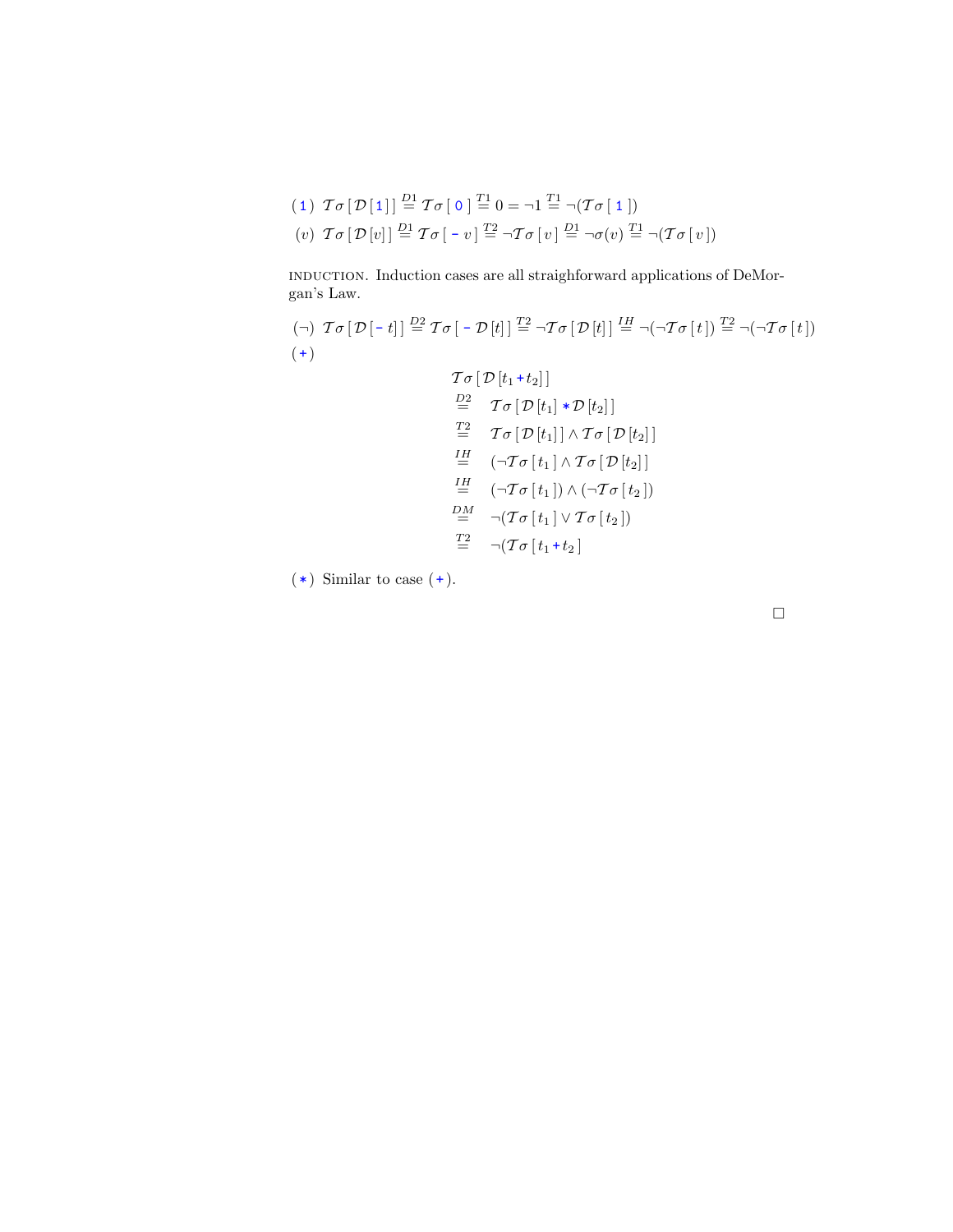($\mathtt{1}$) $\mathcal{T}\sigma\,[\,\mathcal{D}\,[\mathtt{1}]\,] \overset{D1}{=} \mathcal{T}\sigma\,[\,\mathtt{0}\,] \overset{T1}{=} 0 = \neg 1 \overset{T1}{=} \neg(\mathcal{T}\sigma\,[\,\mathtt{1}\,])$

($v$) $\mathcal{T}\sigma\,[\,\mathcal{D}\,[v]\,] \overset{D1}{=} \mathcal{T}\sigma\,[\,\mathtt{-}\,v\,] \overset{T2}{=} \neg\mathcal{T}\sigma\,[\,v\,] \overset{D1}{=} \neg\sigma(v) \overset{T1}{=} \neg(\mathcal{T}\sigma\,[\,v\,])$

INDUCTION. Induction cases are all straighforward applications of DeMorgan's Law.

($\neg$) $\mathcal{T}\sigma\,[\,\mathcal{D}\,[\mathtt{-}\,t]\,] \overset{D2}{=} \mathcal{T}\sigma\,[\,\mathtt{-}\,\mathcal{D}\,[t]\,] \overset{T2}{=} \neg\mathcal{T}\sigma\,[\,\mathcal{D}\,[t]\,] \overset{IH}{=} \neg(\neg\mathcal{T}\sigma\,[\,t\,]) \overset{T2}{=} \neg(\neg\mathcal{T}\sigma\,[\,t\,])$

($\mathtt{+}$)

$$
\begin{aligned}
& \mathcal{T}\sigma\,[\,\mathcal{D}\,[t_1 \mathtt{+} t_2]\,] \\
\overset{D2}{=} \quad & \mathcal{T}\sigma\,[\,\mathcal{D}\,[t_1] \mathtt{*} \mathcal{D}\,[t_2]\,] \\
\overset{T2}{=} \quad & \mathcal{T}\sigma\,[\,\mathcal{D}\,[t_1]\,] \wedge \mathcal{T}\sigma\,[\,\mathcal{D}\,[t_2]\,] \\
\overset{IH}{=} \quad & (\neg\mathcal{T}\sigma\,[\,t_1\,] \wedge \mathcal{T}\sigma\,[\,\mathcal{D}\,[t_2]\,] \\
\overset{IH}{=} \quad & (\neg\mathcal{T}\sigma\,[\,t_1\,]) \wedge (\neg\mathcal{T}\sigma\,[\,t_2\,]) \\
\overset{DM}{=} \quad & \neg(\mathcal{T}\sigma\,[\,t_1\,] \vee \mathcal{T}\sigma\,[\,t_2\,]) \\
\overset{T2}{=} \quad & \neg(\mathcal{T}\sigma\,[\,t_1 \mathtt{+} t_2\,]
\end{aligned}
$$

($\mathtt{*}$) Similar to case ($\mathtt{+}$).

$\square$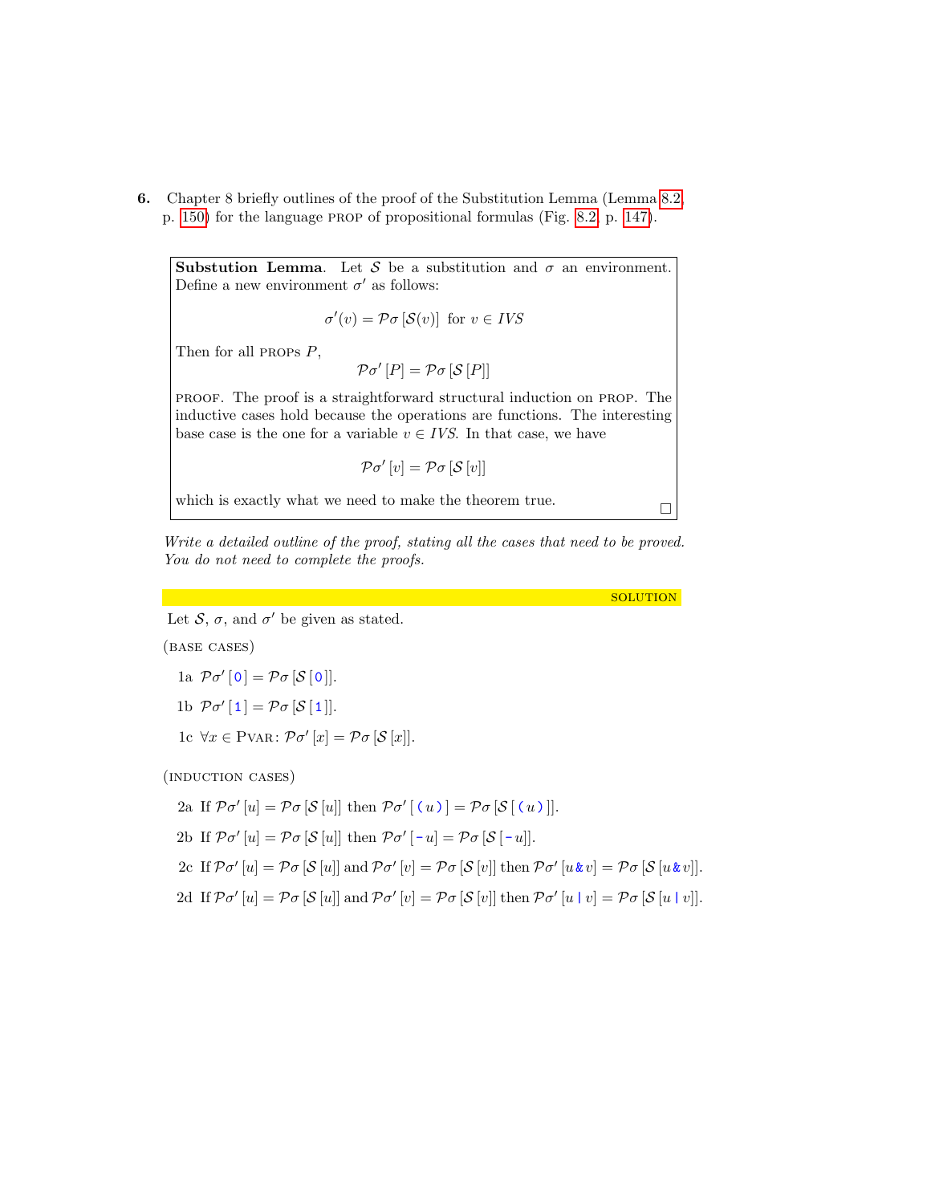**6.** Chapter 8 briefly outlines of the proof of the Substitution Lemma (Lemma 8.2, p. 150) for the language PROP of propositional formulas (Fig. 8.2, p. 147).

> **Substution Lemma**. Let $\mathcal{S}$ be a substitution and $\sigma$ an environment. Define a new environment $\sigma'$ as follows:
>
> $$\sigma'(v) = \mathcal{P}\sigma\,[\mathcal{S}(v)] \;\text{ for } v \in \mathit{IVS}$$
>
> Then for all PROPS $P$,
>
> $$\mathcal{P}\sigma'\,[P] = \mathcal{P}\sigma\,[\mathcal{S}\,[P]]$$
>
> PROOF. The proof is a straightforward structural induction on PROP. The inductive cases hold because the operations are functions. The interesting base case is the one for a variable $v \in \mathit{IVS}$. In that case, we have
>
> $$\mathcal{P}\sigma'\,[v] = \mathcal{P}\sigma\,[\mathcal{S}\,[v]]$$
>
> which is exactly what we need to make the theorem true. □

*Write a detailed outline of the proof, stating all the cases that need to be proved. You do not need to complete the proofs.*

SOLUTION

Let $\mathcal{S}$, $\sigma$, and $\sigma'$ be given as stated.

(BASE CASES)

1a $\mathcal{P}\sigma'\,[\,\texttt{0}\,] = \mathcal{P}\sigma\,[\mathcal{S}\,[\,\texttt{0}\,]]$.

1b $\mathcal{P}\sigma'\,[\,\texttt{1}\,] = \mathcal{P}\sigma\,[\mathcal{S}\,[\,\texttt{1}\,]]$.

1c $\forall x \in \text{PVAR}\colon \mathcal{P}\sigma'\,[x] = \mathcal{P}\sigma\,[\mathcal{S}\,[x]]$.

(INDUCTION CASES)

2a If $\mathcal{P}\sigma'\,[u] = \mathcal{P}\sigma\,[\mathcal{S}\,[u]]$ then $\mathcal{P}\sigma'\,[\,\texttt{(}\,u\,\texttt{)}\,] = \mathcal{P}\sigma\,[\mathcal{S}\,[\,\texttt{(}\,u\,\texttt{)}\,]]$.

2b If $\mathcal{P}\sigma'\,[u] = \mathcal{P}\sigma\,[\mathcal{S}\,[u]]$ then $\mathcal{P}\sigma'\,[\,\texttt{-}\,u] = \mathcal{P}\sigma\,[\mathcal{S}\,[\,\texttt{-}\,u]]$.

2c If $\mathcal{P}\sigma'\,[u] = \mathcal{P}\sigma\,[\mathcal{S}\,[u]]$ and $\mathcal{P}\sigma'\,[v] = \mathcal{P}\sigma\,[\mathcal{S}\,[v]]$ then $\mathcal{P}\sigma'\,[u\,\texttt{\&}\,v] = \mathcal{P}\sigma\,[\mathcal{S}\,[u\,\texttt{\&}\,v]]$.

2d If $\mathcal{P}\sigma'\,[u] = \mathcal{P}\sigma\,[\mathcal{S}\,[u]]$ and $\mathcal{P}\sigma'\,[v] = \mathcal{P}\sigma\,[\mathcal{S}\,[v]]$ then $\mathcal{P}\sigma'\,[u\,\texttt{|}\,v] = \mathcal{P}\sigma\,[\mathcal{S}\,[u\,\texttt{|}\,v]]$.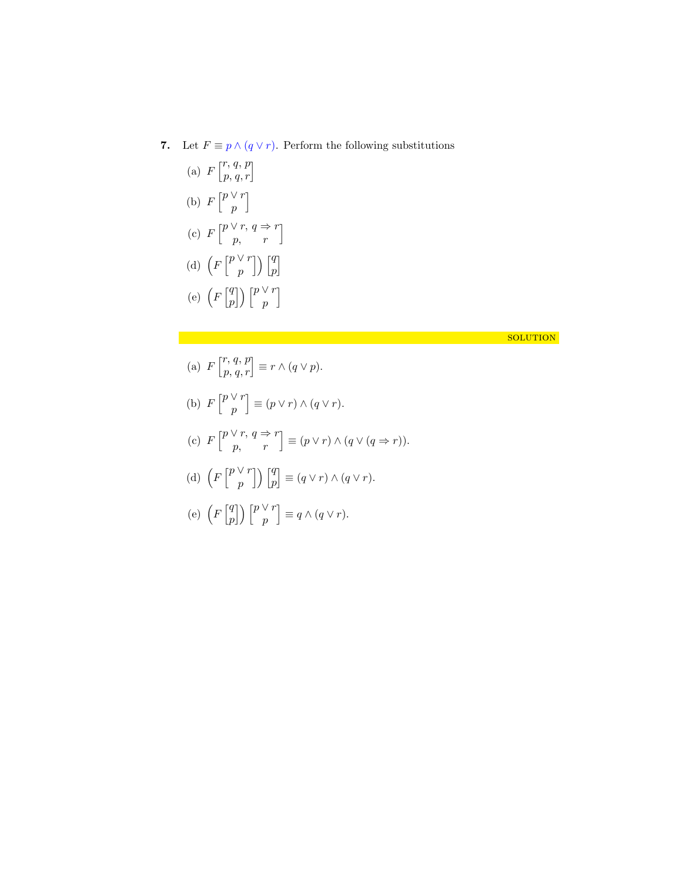**7.** Let $F \equiv p \wedge (q \vee r)$. Perform the following substitutions

(a) $F \begin{bmatrix} r, q, p \\ p, q, r \end{bmatrix}$

(b) $F \begin{bmatrix} p \vee r \\ p \end{bmatrix}$

(c) $F \begin{bmatrix} p \vee r, & q \Rightarrow r \\ p, & r \end{bmatrix}$

(d) $\left( F \begin{bmatrix} p \vee r \\ p \end{bmatrix} \right) \begin{bmatrix} q \\ p \end{bmatrix}$

(e) $\left( F \begin{bmatrix} q \\ p \end{bmatrix} \right) \begin{bmatrix} p \vee r \\ p \end{bmatrix}$

SOLUTION

(a) $F \begin{bmatrix} r, q, p \\ p, q, r \end{bmatrix} \equiv r \wedge (q \vee p)$.

(b) $F \begin{bmatrix} p \vee r \\ p \end{bmatrix} \equiv (p \vee r) \wedge (q \vee r)$.

(c) $F \begin{bmatrix} p \vee r, & q \Rightarrow r \\ p, & r \end{bmatrix} \equiv (p \vee r) \wedge (q \vee (q \Rightarrow r))$.

(d) $\left( F \begin{bmatrix} p \vee r \\ p \end{bmatrix} \right) \begin{bmatrix} q \\ p \end{bmatrix} \equiv (q \vee r) \wedge (q \vee r)$.

(e) $\left( F \begin{bmatrix} q \\ p \end{bmatrix} \right) \begin{bmatrix} p \vee r \\ p \end{bmatrix} \equiv q \wedge (q \vee r)$.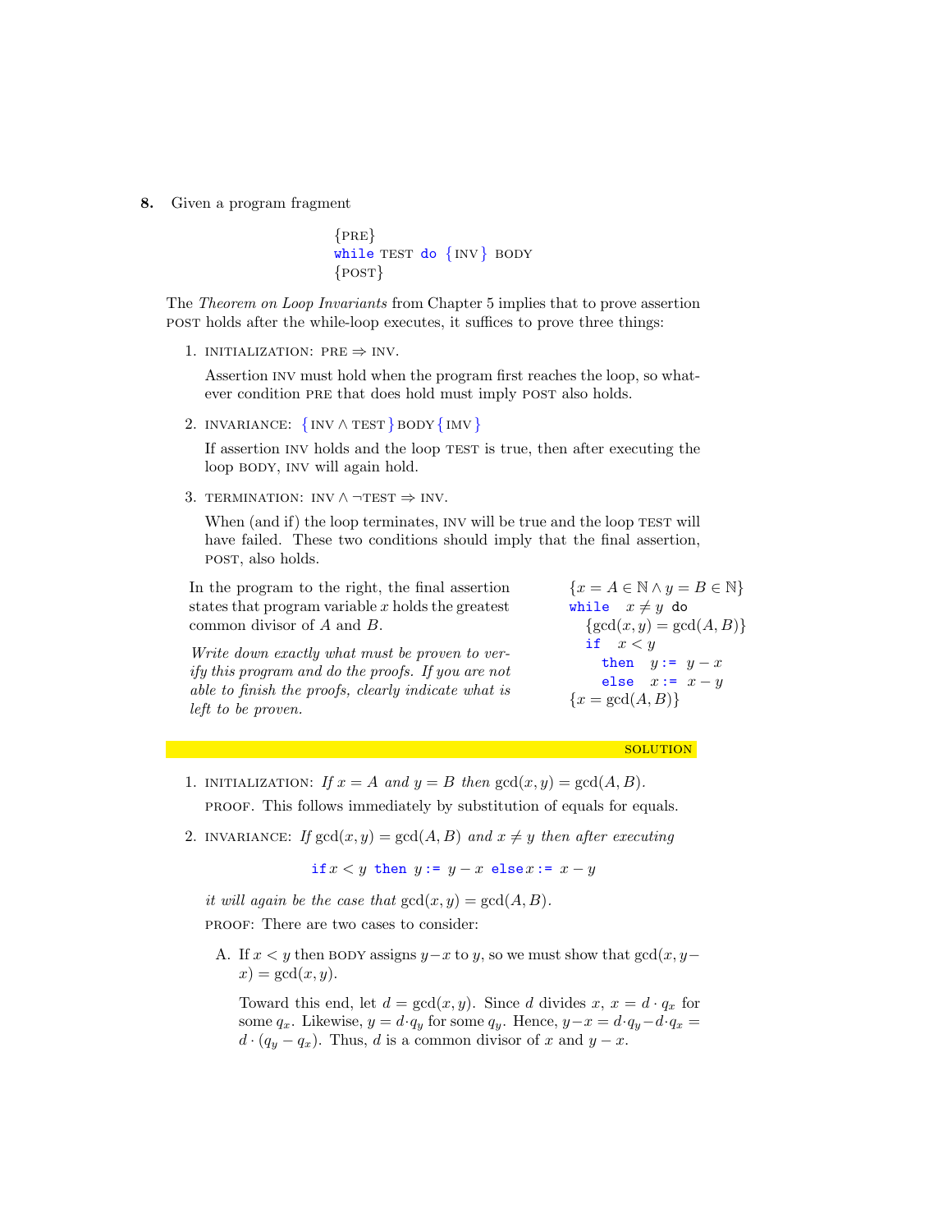**8.** Given a program fragment

```
{PRE}
while TEST do {INV} BODY
{POST}
```

The *Theorem on Loop Invariants* from Chapter 5 implies that to prove assertion POST holds after the while-loop executes, it suffices to prove three things:

1. INITIALIZATION: PRE $\Rightarrow$ INV.

   Assertion INV must hold when the program first reaches the loop, so whatever condition PRE that does hold must imply POST also holds.

2. INVARIANCE: {INV $\wedge$ TEST} BODY {IMV}

   If assertion INV holds and the loop TEST is true, then after executing the loop BODY, INV will again hold.

3. TERMINATION: INV $\wedge$ $\neg$TEST $\Rightarrow$ INV.

   When (and if) the loop terminates, INV will be true and the loop TEST will have failed. These two conditions should imply that the final assertion, POST, also holds.

In the program to the right, the final assertion states that program variable $x$ holds the greatest common divisor of $A$ and $B$.

*Write down exactly what must be proven to verify this program and do the proofs. If you are not able to finish the proofs, clearly indicate what is left to be proven.*

```
{x = A ∈ ℕ ∧ y = B ∈ ℕ}
while  x ≠ y  do
   {gcd(x, y) = gcd(A, B)}
   if  x < y
      then  y := y − x
      else  x := x − y
{x = gcd(A, B)}
```

SOLUTION

1. INITIALIZATION: *If $x = A$ and $y = B$ then* $\gcd(x, y) = \gcd(A, B)$.

   PROOF. This follows immediately by substitution of equals for equals.

2. INVARIANCE: *If* $\gcd(x, y) = \gcd(A, B)$ *and* $x \neq y$ *then after executing*

   ```
   if x < y then y := y − x else x := x − y
   ```

   *it will again be the case that* $\gcd(x, y) = \gcd(A, B)$.

   PROOF: There are two cases to consider:

   A. If $x < y$ then BODY assigns $y - x$ to $y$, so we must show that $\gcd(x, y - x) = \gcd(x, y)$.

      Toward this end, let $d = \gcd(x, y)$. Since $d$ divides $x$, $x = d \cdot q_x$ for some $q_x$. Likewise, $y = d \cdot q_y$ for some $q_y$. Hence, $y - x = d \cdot q_y - d \cdot q_x = d \cdot (q_y - q_x)$. Thus, $d$ is a common divisor of $x$ and $y - x$.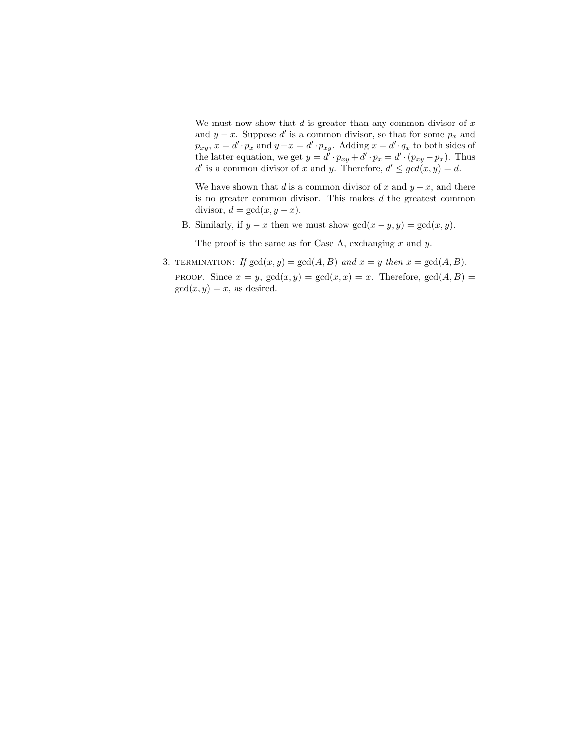We must now show that $d$ is greater than any common divisor of $x$ and $y - x$. Suppose $d'$ is a common divisor, so that for some $p_x$ and $p_{xy}$, $x = d' \cdot p_x$ and $y - x = d' \cdot p_{xy}$. Adding $x = d' \cdot q_x$ to both sides of the latter equation, we get $y = d' \cdot p_{xy} + d' \cdot p_x = d' \cdot (p_{xy} - p_x)$. Thus $d'$ is a common divisor of $x$ and $y$. Therefore, $d' \leq gcd(x, y) = d$.

We have shown that $d$ is a common divisor of $x$ and $y - x$, and there is no greater common divisor. This makes $d$ the greatest common divisor, $d = \gcd(x, y - x)$.

B. Similarly, if $y - x$ then we must show $\gcd(x - y, y) = \gcd(x, y)$.

The proof is the same as for Case A, exchanging $x$ and $y$.

3. TERMINATION: *If* $\gcd(x, y) = \gcd(A, B)$ *and* $x = y$ *then* $x = \gcd(A, B)$.

PROOF. Since $x = y$, $\gcd(x, y) = \gcd(x, x) = x$. Therefore, $\gcd(A, B) = \gcd(x, y) = x$, as desired.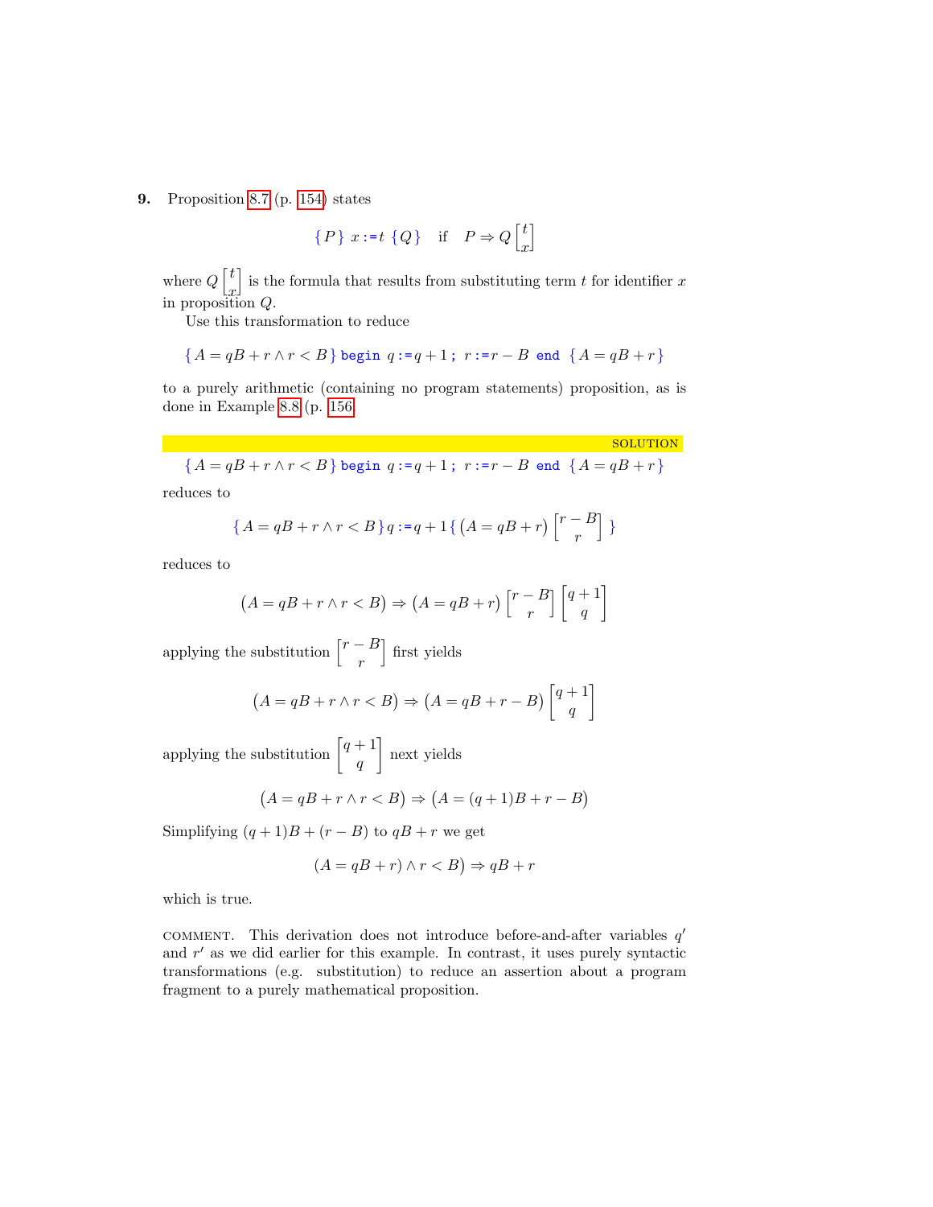**9.** Proposition 8.7 (p. 154) states

$$\{P\}\ x := t\ \{Q\} \quad \text{if} \quad P \Rightarrow Q\begin{bmatrix} t \\ x \end{bmatrix}$$

where $Q\begin{bmatrix} t \\ x \end{bmatrix}$ is the formula that results from substituting term $t$ for identifier $x$ in proposition $Q$.

Use this transformation to reduce

$$\{A = qB + r \wedge r < B\}\ \texttt{begin}\ q := q+1\ ;\ r := r - B\ \texttt{end}\ \{A = qB + r\}$$

to a purely arithmetic (containing no program statements) proposition, as is done in Example 8.8 (p. 156).

SOLUTION

$$\{A = qB + r \wedge r < B\}\ \texttt{begin}\ q := q+1\ ;\ r := r - B\ \texttt{end}\ \{A = qB + r\}$$

reduces to

$$\{A = qB + r \wedge r < B\}\ q := q+1\ \{\left(A = qB + r\right)\begin{bmatrix} r - B \\ r \end{bmatrix}\}$$

reduces to

$$\left(A = qB + r \wedge r < B\right) \Rightarrow \left(A = qB + r\right)\begin{bmatrix} r - B \\ r \end{bmatrix}\begin{bmatrix} q + 1 \\ q \end{bmatrix}$$

applying the substitution $\begin{bmatrix} r - B \\ r \end{bmatrix}$ first yields

$$\left(A = qB + r \wedge r < B\right) \Rightarrow \left(A = qB + r - B\right)\begin{bmatrix} q + 1 \\ q \end{bmatrix}$$

applying the substitution $\begin{bmatrix} q + 1 \\ q \end{bmatrix}$ next yields

$$\left(A = qB + r \wedge r < B\right) \Rightarrow \left(A = (q+1)B + r - B\right)$$

Simplifying $(q+1)B + (r - B)$ to $qB + r$ we get

$$\left(A = qB + r) \wedge r < B\right) \Rightarrow qB + r$$

which is true.

COMMENT. This derivation does not introduce before-and-after variables $q'$ and $r'$ as we did earlier for this example. In contrast, it uses purely syntactic transformations (e.g. substitution) to reduce an assertion about a program fragment to a purely mathematical proposition.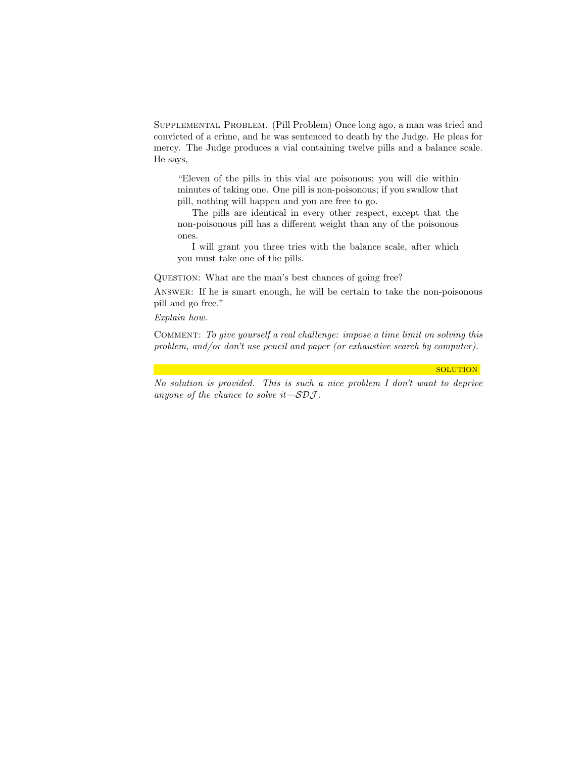Supplemental Problem. (Pill Problem) Once long ago, a man was tried and convicted of a crime, and he was sentenced to death by the Judge. He pleas for mercy. The Judge produces a vial containing twelve pills and a balance scale. He says,

> "Eleven of the pills in this vial are poisonous; you will die within minutes of taking one. One pill is non-poisonous; if you swallow that pill, nothing will happen and you are free to go.
>
> The pills are identical in every other respect, except that the non-poisonous pill has a different weight than any of the poisonous ones.
>
> I will grant you three tries with the balance scale, after which you must take one of the pills.

Question: What are the man's best chances of going free?

Answer: If he is smart enough, he will be certain to take the non-poisonous pill and go free."

*Explain how.*

Comment: *To give yourself a real challenge: impose a time limit on solving this problem, and/or don't use pencil and paper (or exhaustive search by computer).*

solution

*No solution is provided. This is such a nice problem I don't want to deprive anyone of the chance to solve it—$\mathcal{SDJ}$.*